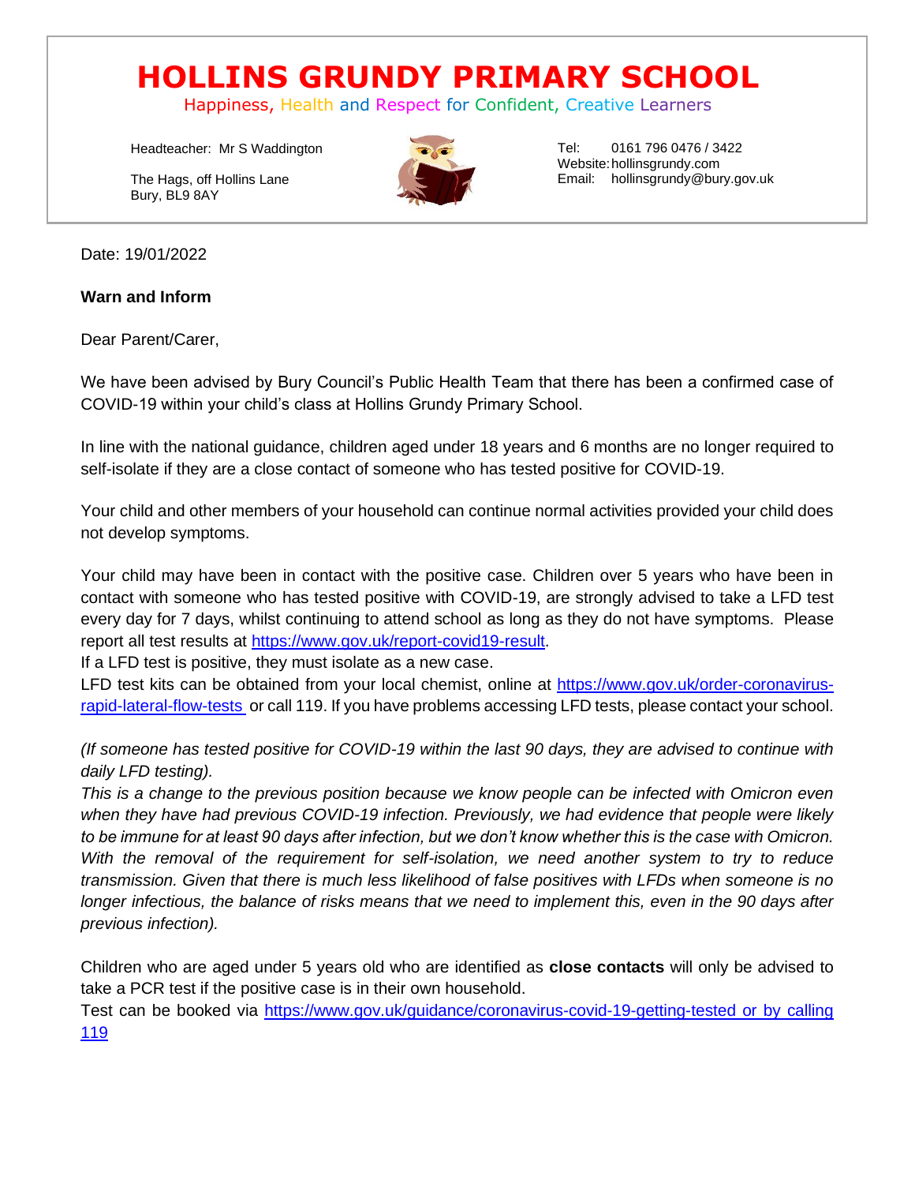# HOLLINS GRUNDY PRIMARY SCHOOL

Happiness, Health and Respect for Confident, Creative Learners

Headteacher: Mr S Waddington

The Hags, off Hollins Lane
Bury, BL9 8AY

Tel: 0161 796 0476 / 3422
Website: hollinsgrundy.com
Email: hollinsgrundy@bury.gov.uk

Date: 19/01/2022

**Warn and Inform**

Dear Parent/Carer,

We have been advised by Bury Council's Public Health Team that there has been a confirmed case of COVID-19 within your child's class at Hollins Grundy Primary School.

In line with the national guidance, children aged under 18 years and 6 months are no longer required to self-isolate if they are a close contact of someone who has tested positive for COVID-19.

Your child and other members of your household can continue normal activities provided your child does not develop symptoms.

Your child may have been in contact with the positive case. Children over 5 years who have been in contact with someone who has tested positive with COVID-19, are strongly advised to take a LFD test every day for 7 days, whilst continuing to attend school as long as they do not have symptoms. Please report all test results at https://www.gov.uk/report-covid19-result.
If a LFD test is positive, they must isolate as a new case.
LFD test kits can be obtained from your local chemist, online at https://www.gov.uk/order-coronavirus-rapid-lateral-flow-tests or call 119. If you have problems accessing LFD tests, please contact your school.

*(If someone has tested positive for COVID-19 within the last 90 days, they are advised to continue with daily LFD testing).*
*This is a change to the previous position because we know people can be infected with Omicron even when they have had previous COVID-19 infection. Previously, we had evidence that people were likely to be immune for at least 90 days after infection, but we don't know whether this is the case with Omicron. With the removal of the requirement for self-isolation, we need another system to try to reduce transmission. Given that there is much less likelihood of false positives with LFDs when someone is no longer infectious, the balance of risks means that we need to implement this, even in the 90 days after previous infection).*

Children who are aged under 5 years old who are identified as **close contacts** will only be advised to take a PCR test if the positive case is in their own household.
Test can be booked via https://www.gov.uk/guidance/coronavirus-covid-19-getting-tested or by calling 119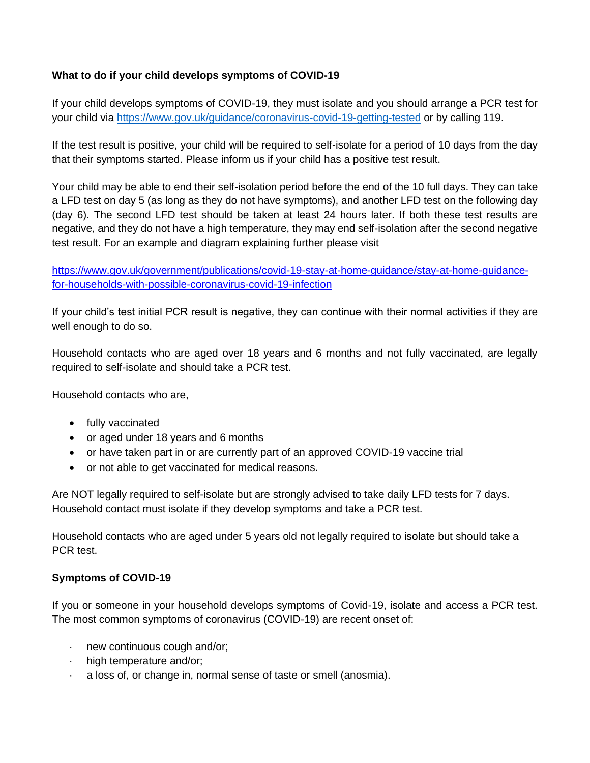**What to do if your child develops symptoms of COVID-19**

If your child develops symptoms of COVID-19, they must isolate and you should arrange a PCR test for your child via https://www.gov.uk/guidance/coronavirus-covid-19-getting-tested or by calling 119.

If the test result is positive, your child will be required to self-isolate for a period of 10 days from the day that their symptoms started. Please inform us if your child has a positive test result.

Your child may be able to end their self-isolation period before the end of the 10 full days. They can take a LFD test on day 5 (as long as they do not have symptoms), and another LFD test on the following day (day 6). The second LFD test should be taken at least 24 hours later. If both these test results are negative, and they do not have a high temperature, they may end self-isolation after the second negative test result. For an example and diagram explaining further please visit

https://www.gov.uk/government/publications/covid-19-stay-at-home-guidance/stay-at-home-guidance-for-households-with-possible-coronavirus-covid-19-infection

If your child's test initial PCR result is negative, they can continue with their normal activities if they are well enough to do so.

Household contacts who are aged over 18 years and 6 months and not fully vaccinated, are legally required to self-isolate and should take a PCR test.

Household contacts who are,

- fully vaccinated
- or aged under 18 years and 6 months
- or have taken part in or are currently part of an approved COVID-19 vaccine trial
- or not able to get vaccinated for medical reasons.

Are NOT legally required to self-isolate but are strongly advised to take daily LFD tests for 7 days. Household contact must isolate if they develop symptoms and take a PCR test.

Household contacts who are aged under 5 years old not legally required to isolate but should take a PCR test.

**Symptoms of COVID-19**

If you or someone in your household develops symptoms of Covid-19, isolate and access a PCR test. The most common symptoms of coronavirus (COVID-19) are recent onset of:

- new continuous cough and/or;
- high temperature and/or;
- a loss of, or change in, normal sense of taste or smell (anosmia).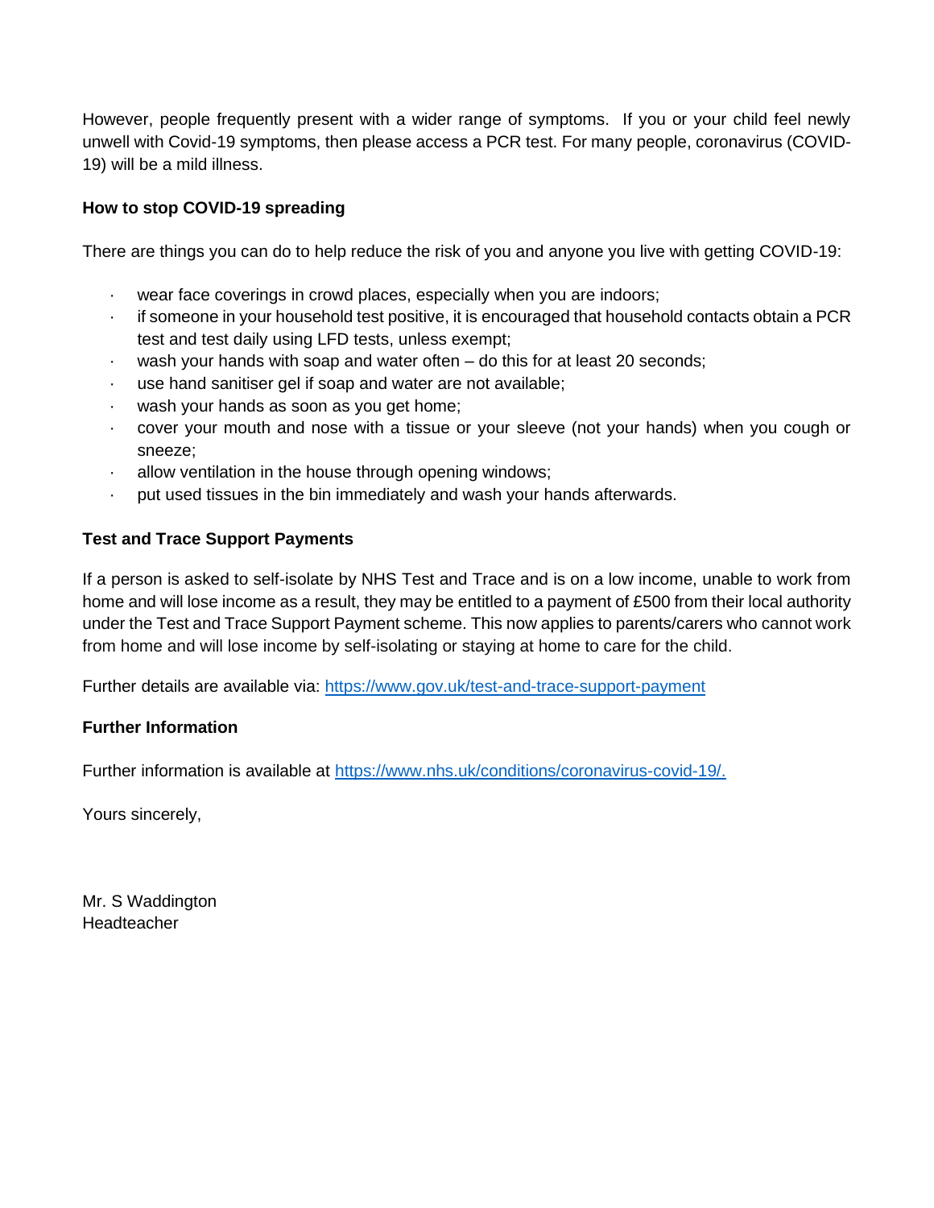However, people frequently present with a wider range of symptoms. If you or your child feel newly unwell with Covid-19 symptoms, then please access a PCR test. For many people, coronavirus (COVID-19) will be a mild illness.

**How to stop COVID-19 spreading**

There are things you can do to help reduce the risk of you and anyone you live with getting COVID-19:

- wear face coverings in crowd places, especially when you are indoors;
- if someone in your household test positive, it is encouraged that household contacts obtain a PCR test and test daily using LFD tests, unless exempt;
- wash your hands with soap and water often – do this for at least 20 seconds;
- use hand sanitiser gel if soap and water are not available;
- wash your hands as soon as you get home;
- cover your mouth and nose with a tissue or your sleeve (not your hands) when you cough or sneeze;
- allow ventilation in the house through opening windows;
- put used tissues in the bin immediately and wash your hands afterwards.

**Test and Trace Support Payments**

If a person is asked to self-isolate by NHS Test and Trace and is on a low income, unable to work from home and will lose income as a result, they may be entitled to a payment of £500 from their local authority under the Test and Trace Support Payment scheme. This now applies to parents/carers who cannot work from home and will lose income by self-isolating or staying at home to care for the child.

Further details are available via: https://www.gov.uk/test-and-trace-support-payment

**Further Information**

Further information is available at https://www.nhs.uk/conditions/coronavirus-covid-19/.

Yours sincerely,

Mr. S Waddington
Headteacher